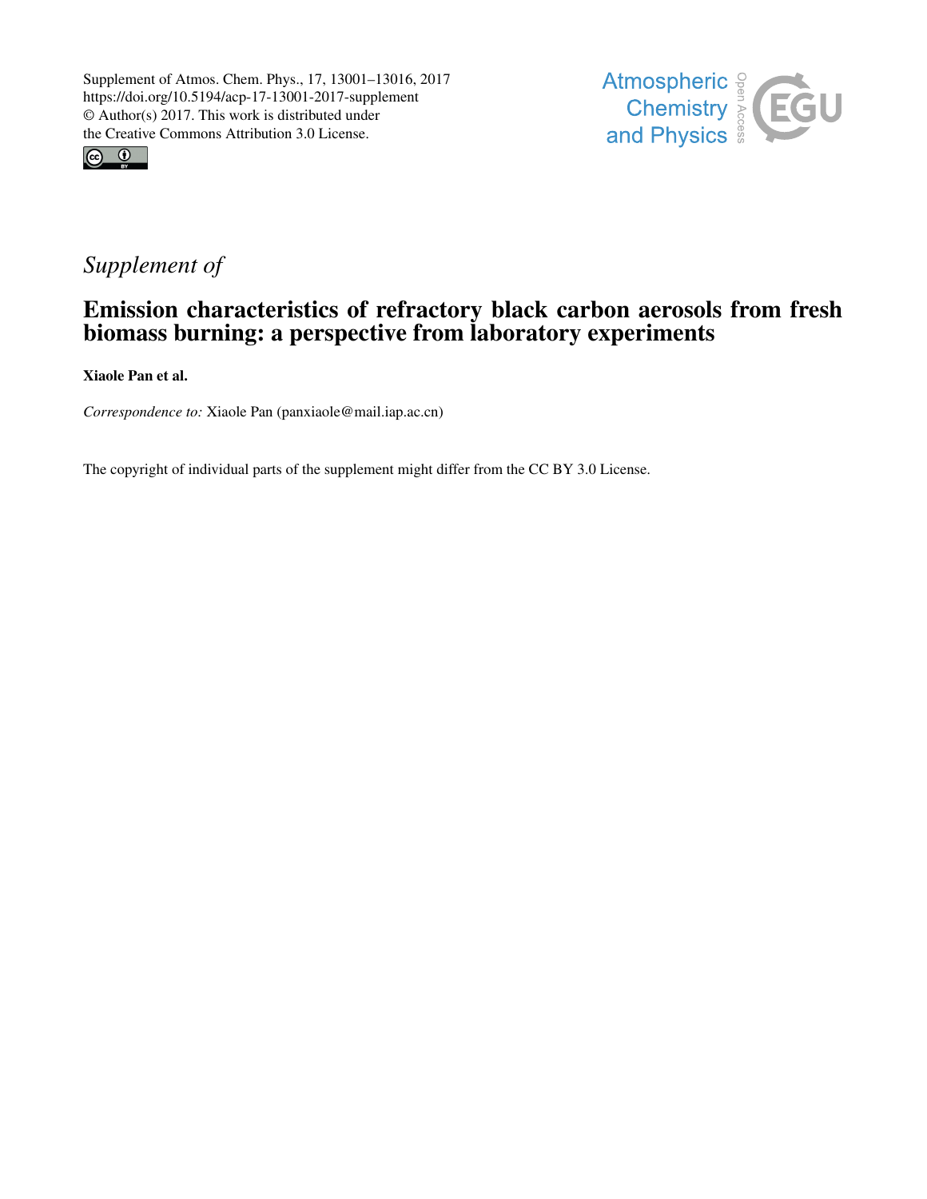Supplement of Atmos. Chem. Phys., 17, 13001–13016, 2017
https://doi.org/10.5194/acp-17-13001-2017-supplement
© Author(s) 2017. This work is distributed under
the Creative Commons Attribution 3.0 License.

*Supplement of*

# Emission characteristics of refractory black carbon aerosols from fresh biomass burning: a perspective from laboratory experiments

**Xiaole Pan et al.**

*Correspondence to:* Xiaole Pan (panxiaole@mail.iap.ac.cn)

The copyright of individual parts of the supplement might differ from the CC BY 3.0 License.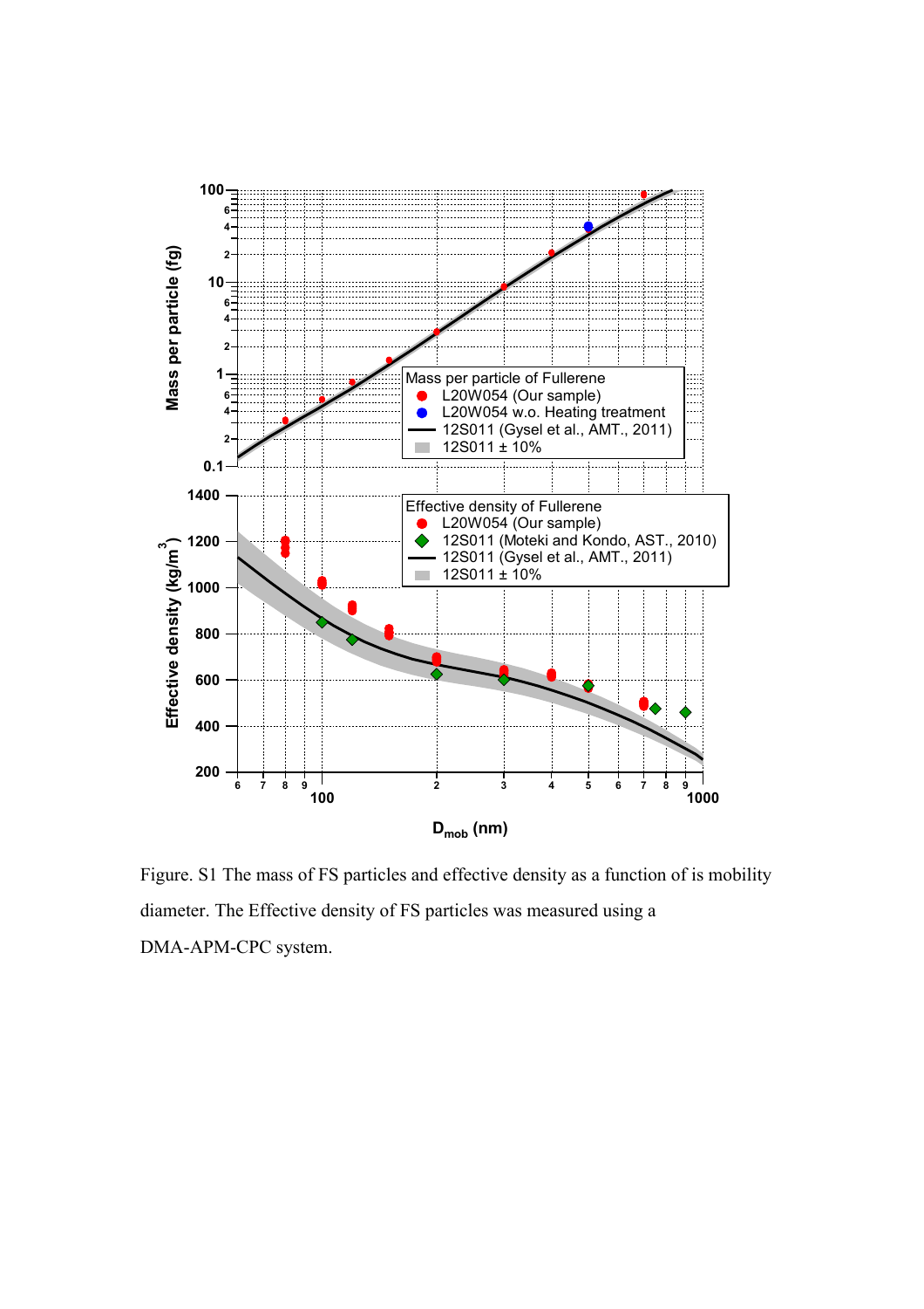Figure. S1 The mass of FS particles and effective density as a function of is mobility diameter. The Effective density of FS particles was measured using a DMA-APM-CPC system.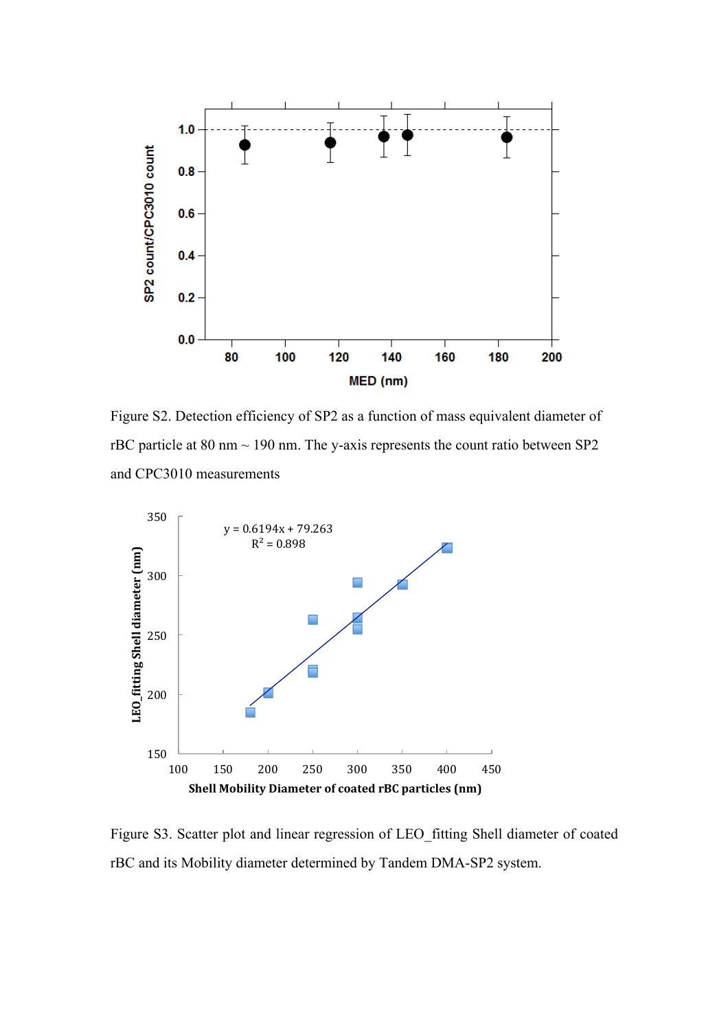Figure S2. Detection efficiency of SP2 as a function of mass equivalent diameter of rBC particle at 80 nm ~ 190 nm. The y-axis represents the count ratio between SP2 and CPC3010 measurements

Figure S3. Scatter plot and linear regression of LEO_fitting Shell diameter of coated rBC and its Mobility diameter determined by Tandem DMA-SP2 system.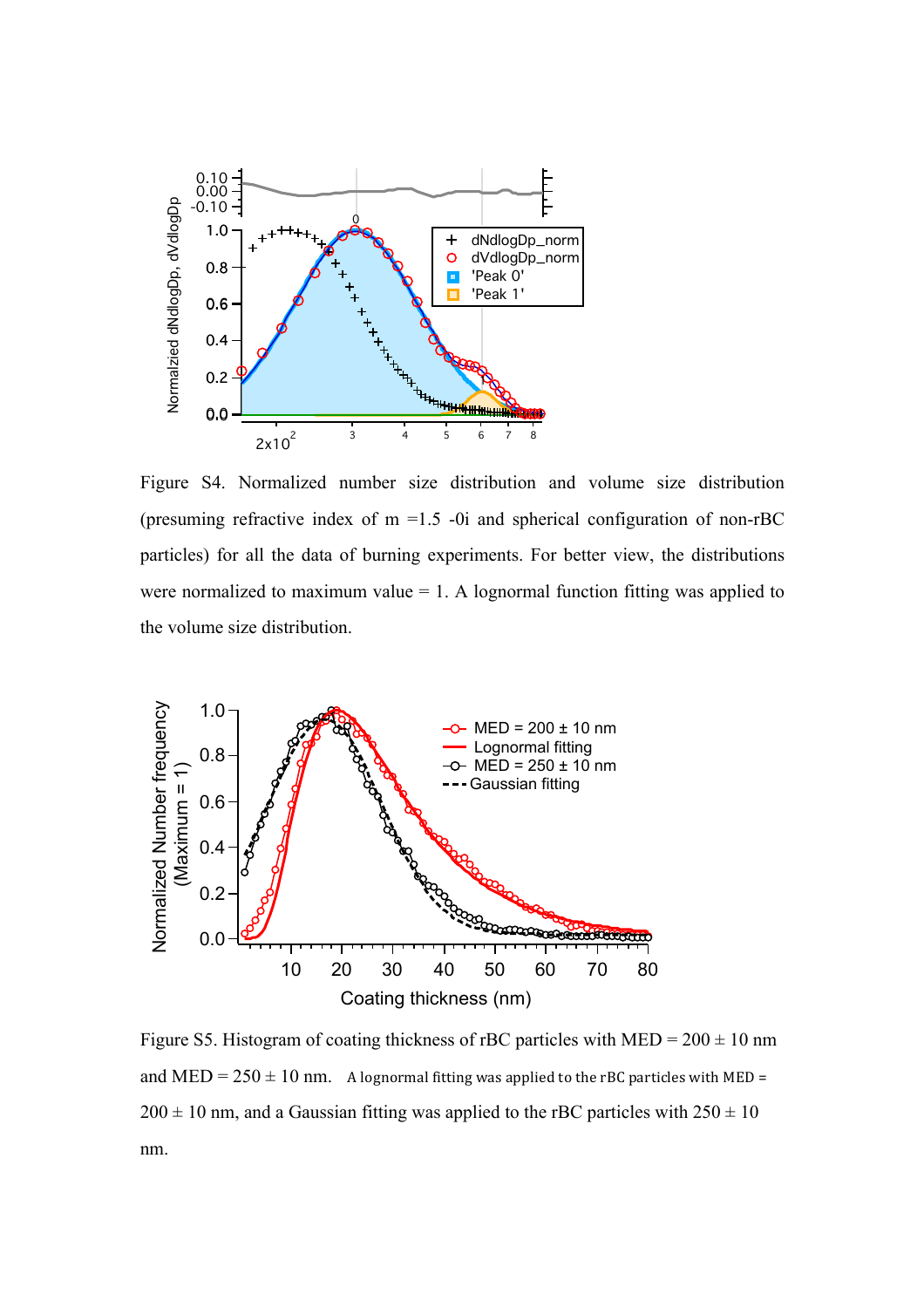0.10
0.00
-0.10

Normalized dNdlogDp, dVdlogDp

1.0
0.8
0.6
0.4
0.2
0.0

0

2x10$^2$ 3 4 5 6 7 8

dNdlogDp_norm
dVdlogDp_norm
'Peak 0'
'Peak 1'

Figure S4. Normalized number size distribution and volume size distribution (presuming refractive index of m =1.5 -0i and spherical configuration of non-rBC particles) for all the data of burning experiments. For better view, the distributions were normalized to maximum value = 1. A lognormal function fitting was applied to the volume size distribution.

Normalized Number frequency (Maximum = 1)

1.0
0.8
0.6
0.4
0.2
0.0

10 20 30 40 50 60 70 80

Coating thickness (nm)

MED = 200 ± 10 nm
Lognormal fitting
MED = 250 ± 10 nm
Gaussian fitting

Figure S5. Histogram of coating thickness of rBC particles with MED = 200 ± 10 nm and MED = 250 ± 10 nm. A lognormal fitting was applied to the rBC particles with MED = 200 ± 10 nm, and a Gaussian fitting was applied to the rBC particles with 250 ± 10 nm.